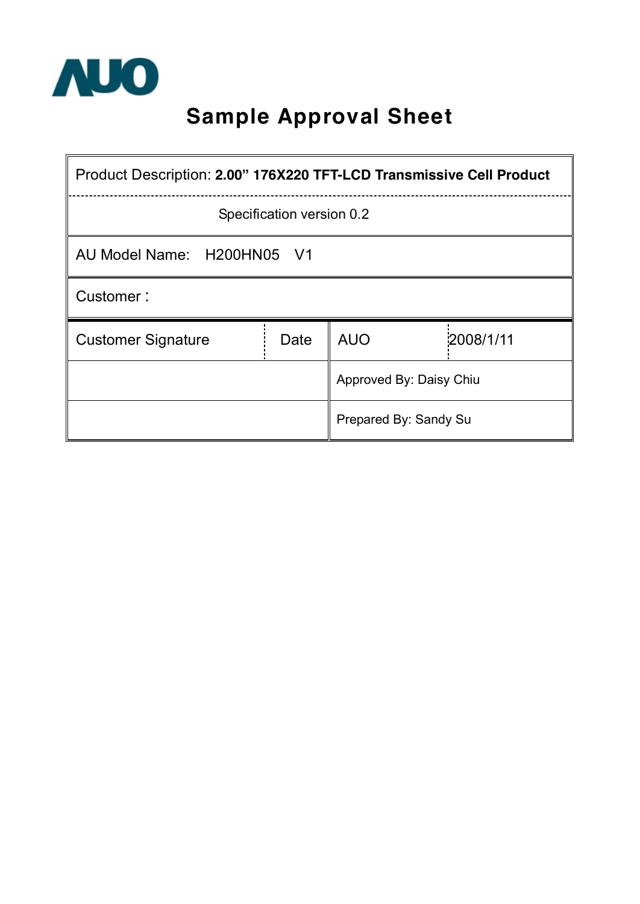AUO

# Sample Approval Sheet

| Product Description: **2.00" 176X220 TFT-LCD Transmissive Cell Product** | | | |
|---|---|---|---|
| Specification version 0.2 | | | |
| AU Model Name: H200HN05 V1 | | | |
| Customer： | | | |
| Customer Signature | Date | AUO | 2008/1/11 |
| | | Approved By: Daisy Chiu | |
| | | Prepared By: Sandy Su | |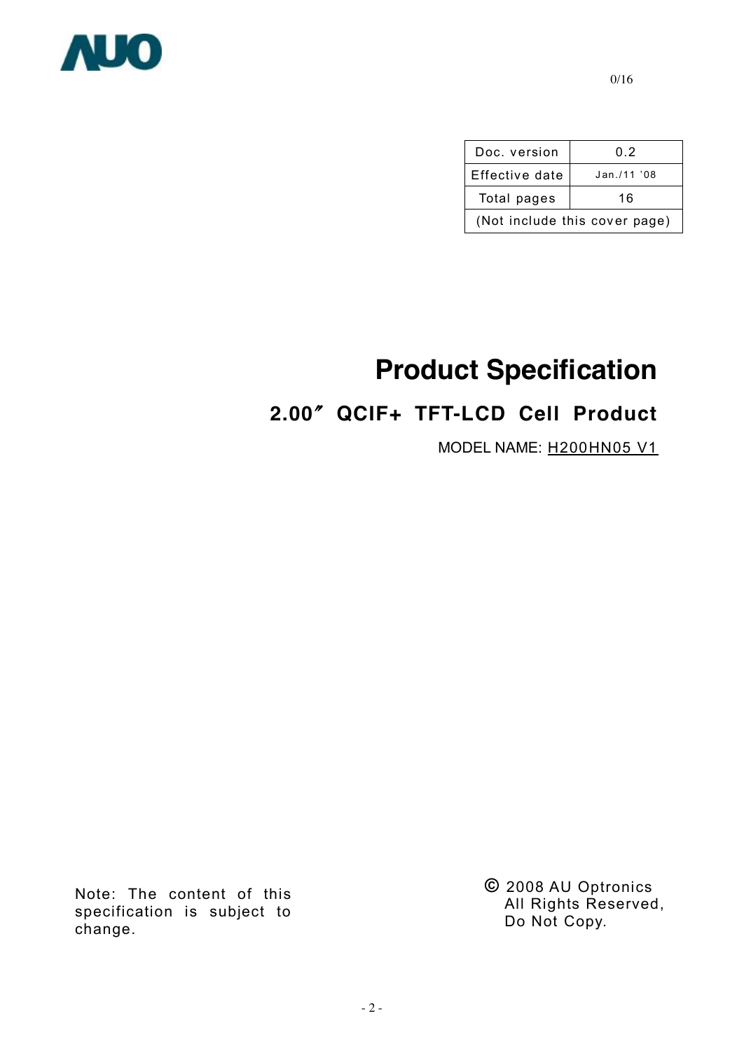| Doc. version | 0.2 |
|---|---|
| Effective date | Jan./11 '08 |
| Total pages | 16 |
| (Not include this cover page) | |

# Product Specification

## 2.00″ QCIF+ TFT-LCD Cell Product

MODEL NAME: H200HN05 V1

Note: The content of this specification is subject to change.

© 2008 AU Optronics
All Rights Reserved,
Do Not Copy.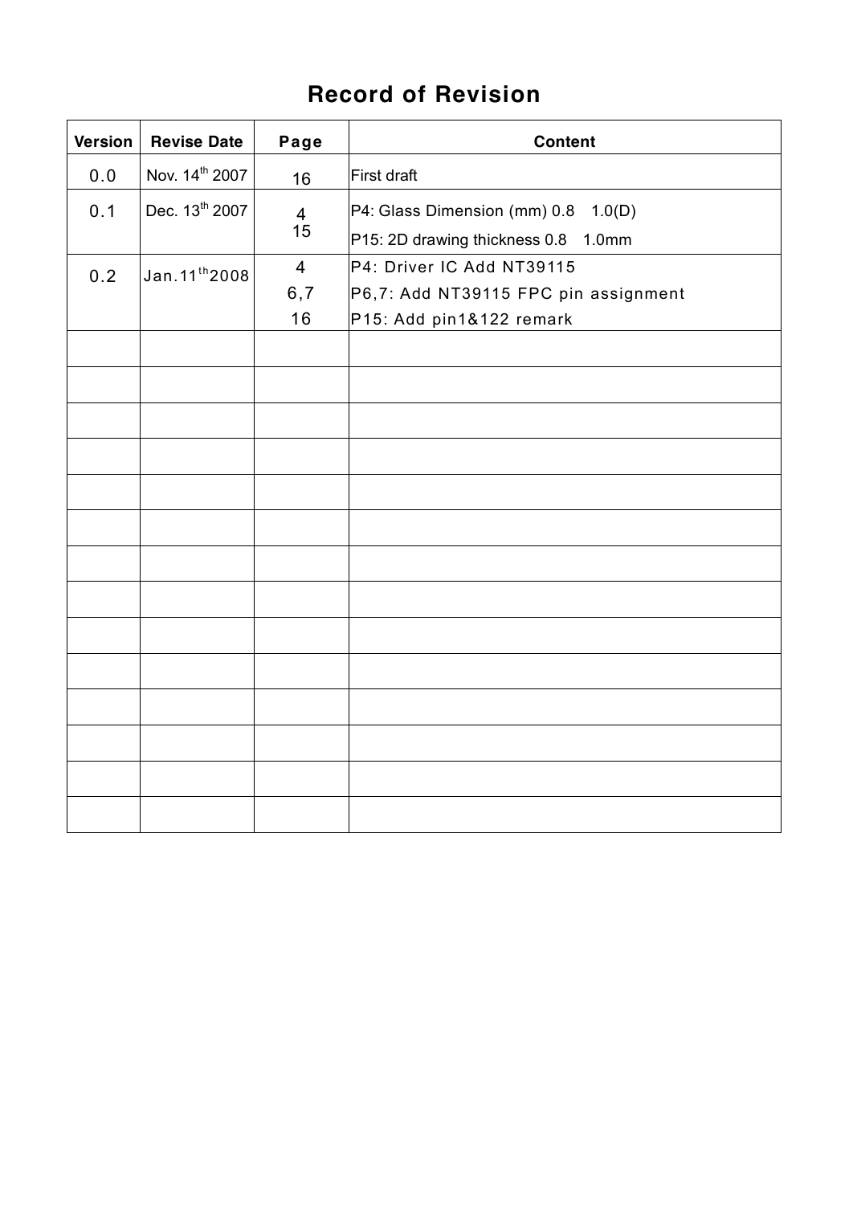# Record of Revision

| Version | Revise Date | Page | Content |
|---|---|---|---|
| 0.0 | Nov. 14th 2007 | 16 | First draft |
| 0.1 | Dec. 13th 2007 | 4<br>15 | P4: Glass Dimension (mm) 0.8 1.0(D)<br>P15: 2D drawing thickness 0.8 1.0mm |
| 0.2 | Jan.11th2008 | 4<br>6,7<br>16 | P4: Driver IC Add NT39115<br>P6,7: Add NT39115 FPC pin assignment<br>P15: Add pin1&122 remark |
| | | | |
| | | | |
| | | | |
| | | | |
| | | | |
| | | | |
| | | | |
| | | | |
| | | | |
| | | | |
| | | | |
| | | | |
| | | | |
| | | | |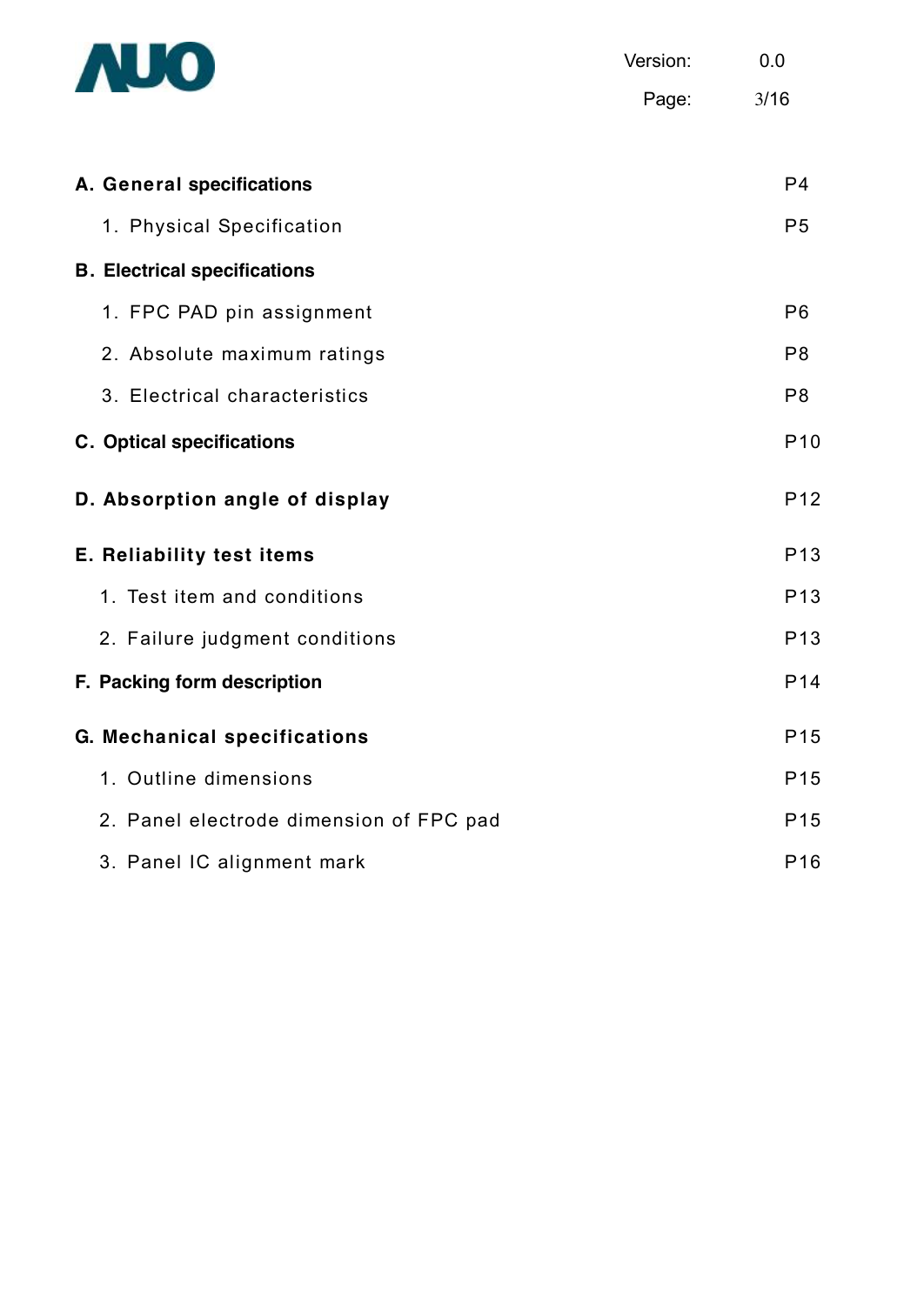| Section | Page |
|---|---|
| **A. General specifications** | P4 |
| 1. Physical Specification | P5 |
| **B. Electrical specifications** | |
| 1. FPC PAD pin assignment | P6 |
| 2. Absolute maximum ratings | P8 |
| 3. Electrical characteristics | P8 |
| **C. Optical specifications** | P10 |
| **D. Absorption angle of display** | P12 |
| **E. Reliability test items** | P13 |
| 1. Test item and conditions | P13 |
| 2. Failure judgment conditions | P13 |
| **F. Packing form description** | P14 |
| **G. Mechanical specifications** | P15 |
| 1. Outline dimensions | P15 |
| 2. Panel electrode dimension of FPC pad | P15 |
| 3. Panel IC alignment mark | P16 |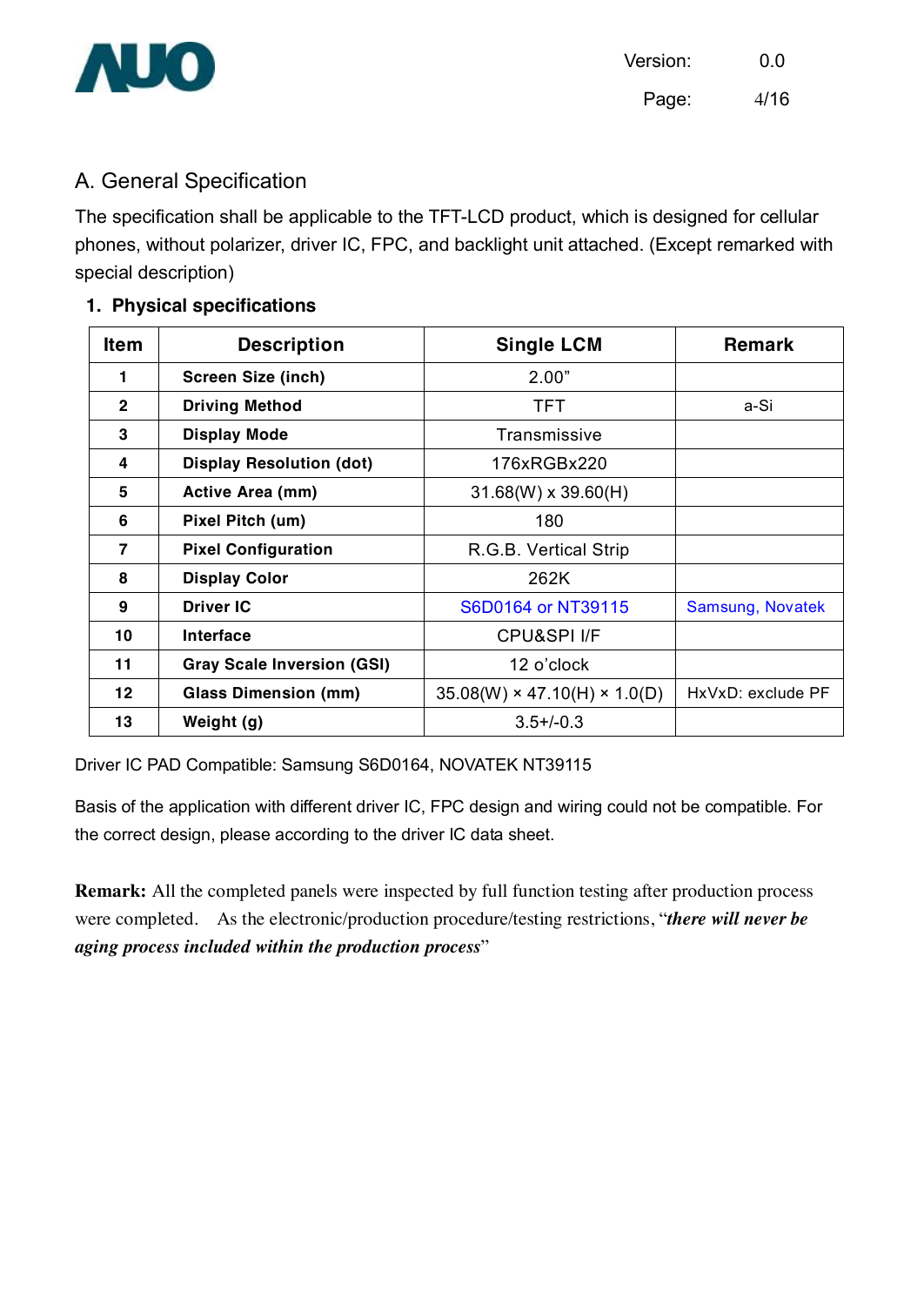## A. General Specification

The specification shall be applicable to the TFT-LCD product, which is designed for cellular phones, without polarizer, driver IC, FPC, and backlight unit attached. (Except remarked with special description)

### 1. Physical specifications

| Item | Description | Single LCM | Remark |
|---|---|---|---|
| 1 | **Screen Size (inch)** | 2.00” | |
| 2 | **Driving Method** | TFT | a-Si |
| 3 | **Display Mode** | Transmissive | |
| 4 | **Display Resolution (dot)** | 176xRGBx220 | |
| 5 | **Active Area (mm)** | 31.68(W) x 39.60(H) | |
| 6 | **Pixel Pitch (um)** | 180 | |
| 7 | **Pixel Configuration** | R.G.B. Vertical Strip | |
| 8 | **Display Color** | 262K | |
| 9 | **Driver IC** | S6D0164 or NT39115 | Samsung, Novatek |
| 10 | **Interface** | CPU&SPI I/F | |
| 11 | **Gray Scale Inversion (GSI)** | 12 o’clock | |
| 12 | **Glass Dimension (mm)** | 35.08(W) × 47.10(H) × 1.0(D) | HxVxD: exclude PF |
| 13 | **Weight (g)** | 3.5+/-0.3 | |

Driver IC PAD Compatible: Samsung S6D0164, NOVATEK NT39115

Basis of the application with different driver IC, FPC design and wiring could not be compatible. For the correct design, please according to the driver IC data sheet.

**Remark:** All the completed panels were inspected by full function testing after production process were completed. As the electronic/production procedure/testing restrictions, “***there will never be aging process included within the production process***”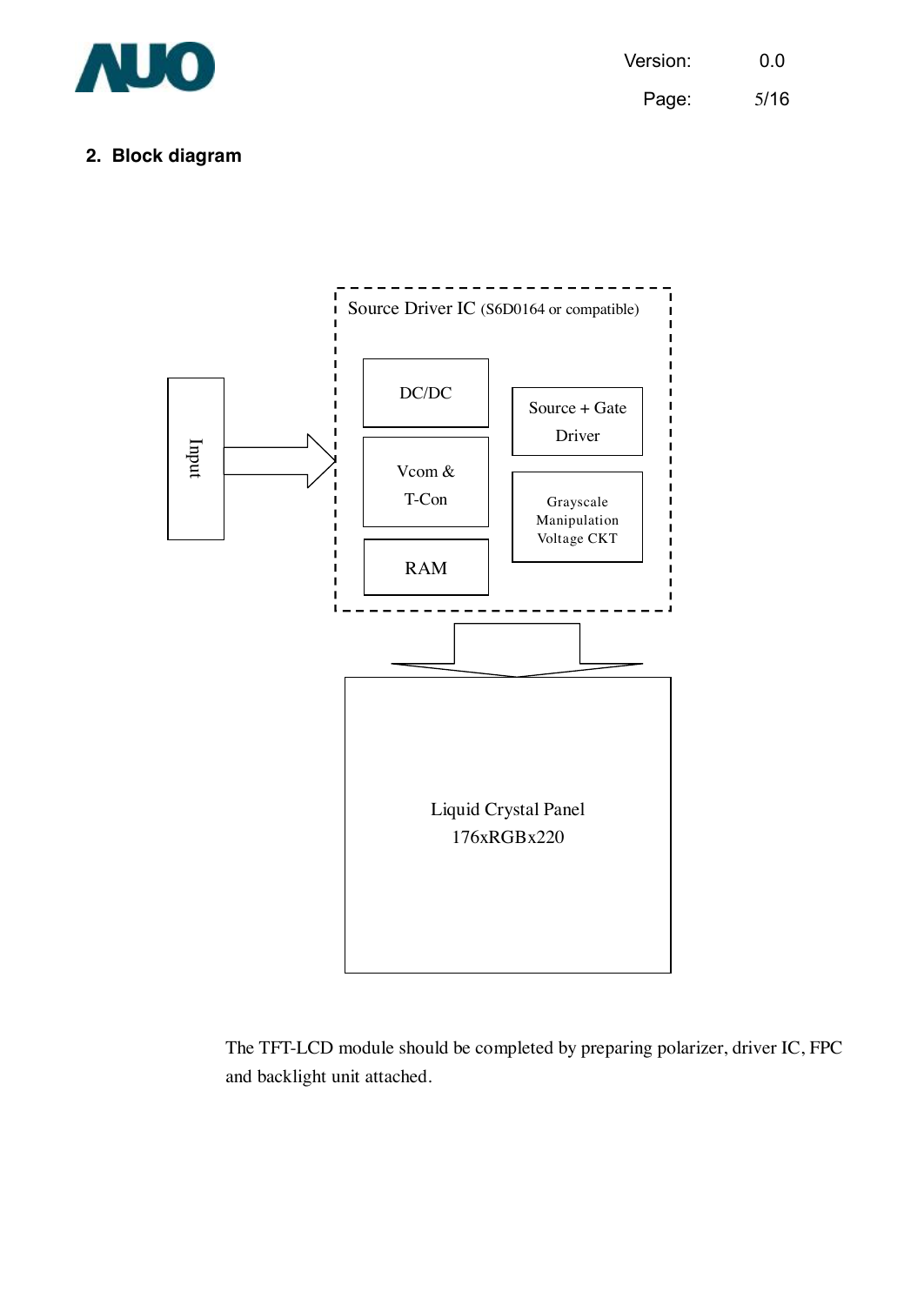## 2. Block diagram

Source Driver IC (S6D0164 or compatible)

Input

DC/DC

Vcom & T-Con

RAM

Source + Gate Driver

Grayscale Manipulation Voltage CKT

Liquid Crystal Panel 176xRGBx220

The TFT-LCD module should be completed by preparing polarizer, driver IC, FPC and backlight unit attached.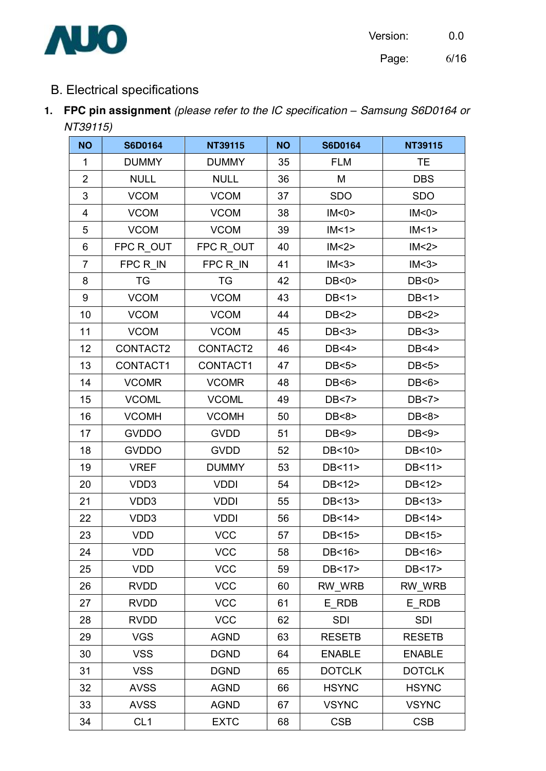## B. Electrical specifications

1. **FPC pin assignment** *(please refer to the IC specification – Samsung S6D0164 or NT39115)*

| NO | S6D0164 | NT39115 | NO | S6D0164 | NT39115 |
|---|---|---|---|---|---|
| 1 | DUMMY | DUMMY | 35 | FLM | TE |
| 2 | NULL | NULL | 36 | M | DBS |
| 3 | VCOM | VCOM | 37 | SDO | SDO |
| 4 | VCOM | VCOM | 38 | IM<0> | IM<0> |
| 5 | VCOM | VCOM | 39 | IM<1> | IM<1> |
| 6 | FPC R_OUT | FPC R_OUT | 40 | IM<2> | IM<2> |
| 7 | FPC R_IN | FPC R_IN | 41 | IM<3> | IM<3> |
| 8 | TG | TG | 42 | DB<0> | DB<0> |
| 9 | VCOM | VCOM | 43 | DB<1> | DB<1> |
| 10 | VCOM | VCOM | 44 | DB<2> | DB<2> |
| 11 | VCOM | VCOM | 45 | DB<3> | DB<3> |
| 12 | CONTACT2 | CONTACT2 | 46 | DB<4> | DB<4> |
| 13 | CONTACT1 | CONTACT1 | 47 | DB<5> | DB<5> |
| 14 | VCOMR | VCOMR | 48 | DB<6> | DB<6> |
| 15 | VCOML | VCOML | 49 | DB<7> | DB<7> |
| 16 | VCOMH | VCOMH | 50 | DB<8> | DB<8> |
| 17 | GVDDO | GVDD | 51 | DB<9> | DB<9> |
| 18 | GVDDO | GVDD | 52 | DB<10> | DB<10> |
| 19 | VREF | DUMMY | 53 | DB<11> | DB<11> |
| 20 | VDD3 | VDDI | 54 | DB<12> | DB<12> |
| 21 | VDD3 | VDDI | 55 | DB<13> | DB<13> |
| 22 | VDD3 | VDDI | 56 | DB<14> | DB<14> |
| 23 | VDD | VCC | 57 | DB<15> | DB<15> |
| 24 | VDD | VCC | 58 | DB<16> | DB<16> |
| 25 | VDD | VCC | 59 | DB<17> | DB<17> |
| 26 | RVDD | VCC | 60 | RW_WRB | RW_WRB |
| 27 | RVDD | VCC | 61 | E_RDB | E_RDB |
| 28 | RVDD | VCC | 62 | SDI | SDI |
| 29 | VGS | AGND | 63 | RESETB | RESETB |
| 30 | VSS | DGND | 64 | ENABLE | ENABLE |
| 31 | VSS | DGND | 65 | DOTCLK | DOTCLK |
| 32 | AVSS | AGND | 66 | HSYNC | HSYNC |
| 33 | AVSS | AGND | 67 | VSYNC | VSYNC |
| 34 | CL1 | EXTC | 68 | CSB | CSB |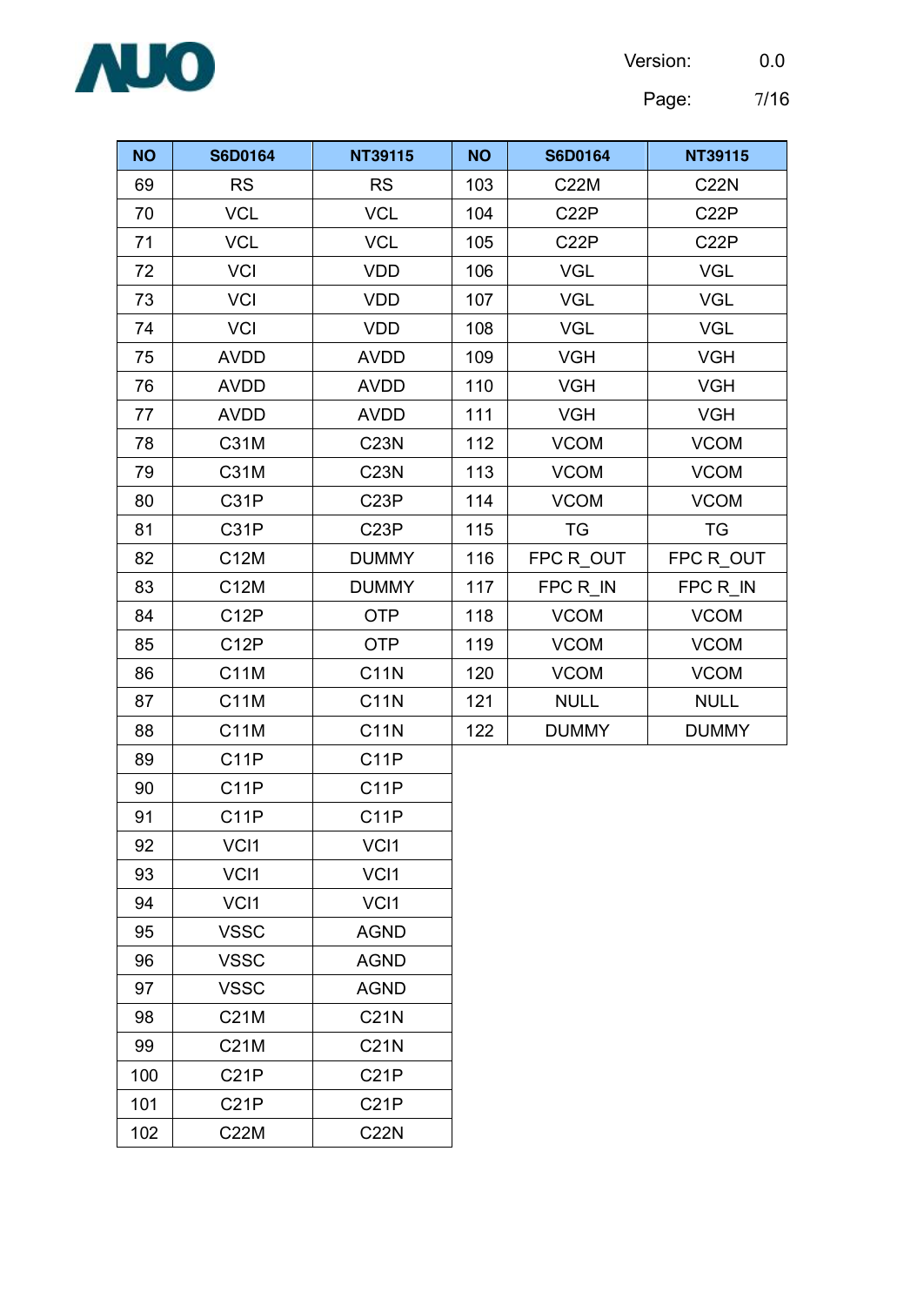| NO | S6D0164 | NT39115 | NO | S6D0164 | NT39115 |
|---|---|---|---|---|---|
| 69 | RS | RS | 103 | C22M | C22N |
| 70 | VCL | VCL | 104 | C22P | C22P |
| 71 | VCL | VCL | 105 | C22P | C22P |
| 72 | VCI | VDD | 106 | VGL | VGL |
| 73 | VCI | VDD | 107 | VGL | VGL |
| 74 | VCI | VDD | 108 | VGL | VGL |
| 75 | AVDD | AVDD | 109 | VGH | VGH |
| 76 | AVDD | AVDD | 110 | VGH | VGH |
| 77 | AVDD | AVDD | 111 | VGH | VGH |
| 78 | C31M | C23N | 112 | VCOM | VCOM |
| 79 | C31M | C23N | 113 | VCOM | VCOM |
| 80 | C31P | C23P | 114 | VCOM | VCOM |
| 81 | C31P | C23P | 115 | TG | TG |
| 82 | C12M | DUMMY | 116 | FPC R_OUT | FPC R_OUT |
| 83 | C12M | DUMMY | 117 | FPC R_IN | FPC R_IN |
| 84 | C12P | OTP | 118 | VCOM | VCOM |
| 85 | C12P | OTP | 119 | VCOM | VCOM |
| 86 | C11M | C11N | 120 | VCOM | VCOM |
| 87 | C11M | C11N | 121 | NULL | NULL |
| 88 | C11M | C11N | 122 | DUMMY | DUMMY |
| 89 | C11P | C11P | | | |
| 90 | C11P | C11P | | | |
| 91 | C11P | C11P | | | |
| 92 | VCI1 | VCI1 | | | |
| 93 | VCI1 | VCI1 | | | |
| 94 | VCI1 | VCI1 | | | |
| 95 | VSSC | AGND | | | |
| 96 | VSSC | AGND | | | |
| 97 | VSSC | AGND | | | |
| 98 | C21M | C21N | | | |
| 99 | C21M | C21N | | | |
| 100 | C21P | C21P | | | |
| 101 | C21P | C21P | | | |
| 102 | C22M | C22N | | | |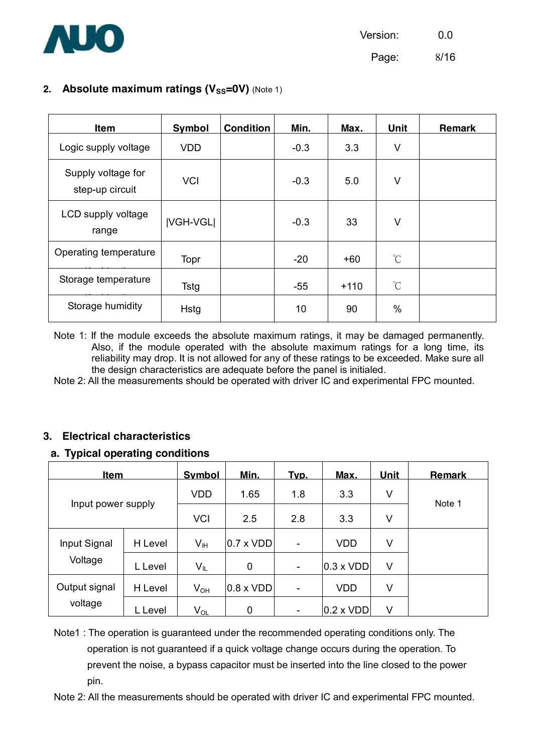## 2. Absolute maximum ratings ($V_{SS}$=0V) (Note 1)

| Item | Symbol | Condition | Min. | Max. | Unit | Remark |
|---|---|---|---|---|---|---|
| Logic supply voltage | VDD | | -0.3 | 3.3 | V | |
| Supply voltage for step-up circuit | VCI | | -0.3 | 5.0 | V | |
| LCD supply voltage range | \|VGH-VGL\| | | -0.3 | 33 | V | |
| Operating temperature | Topr | | -20 | +60 | ℃ | |
| Storage temperature | Tstg | | -55 | +110 | ℃ | |
| Storage humidity | Hstg | | 10 | 90 | % | |

Note 1: If the module exceeds the absolute maximum ratings, it may be damaged permanently. Also, if the module operated with the absolute maximum ratings for a long time, its reliability may drop. It is not allowed for any of these ratings to be exceeded. Make sure all the design characteristics are adequate before the panel is initialed.

Note 2: All the measurements should be operated with driver IC and experimental FPC mounted.

## 3. Electrical characteristics

### a. Typical operating conditions

| Item | | Symbol | Min. | Typ. | Max. | Unit | Remark |
|---|---|---|---|---|---|---|---|
| Input power supply | | VDD | 1.65 | 1.8 | 3.3 | V | Note 1 |
| | | VCI | 2.5 | 2.8 | 3.3 | V | |
| Input Signal Voltage | H Level | $V_{IH}$ | 0.7 x VDD | - | VDD | V | |
| | L Level | $V_{IL}$ | 0 | - | 0.3 x VDD | V | |
| Output signal voltage | H Level | $V_{OH}$ | 0.8 x VDD | - | VDD | V | |
| | L Level | $V_{OL}$ | 0 | - | 0.2 x VDD | V | |

Note1 : The operation is guaranteed under the recommended operating conditions only. The operation is not guaranteed if a quick voltage change occurs during the operation. To prevent the noise, a bypass capacitor must be inserted into the line closed to the power pin.

Note 2: All the measurements should be operated with driver IC and experimental FPC mounted.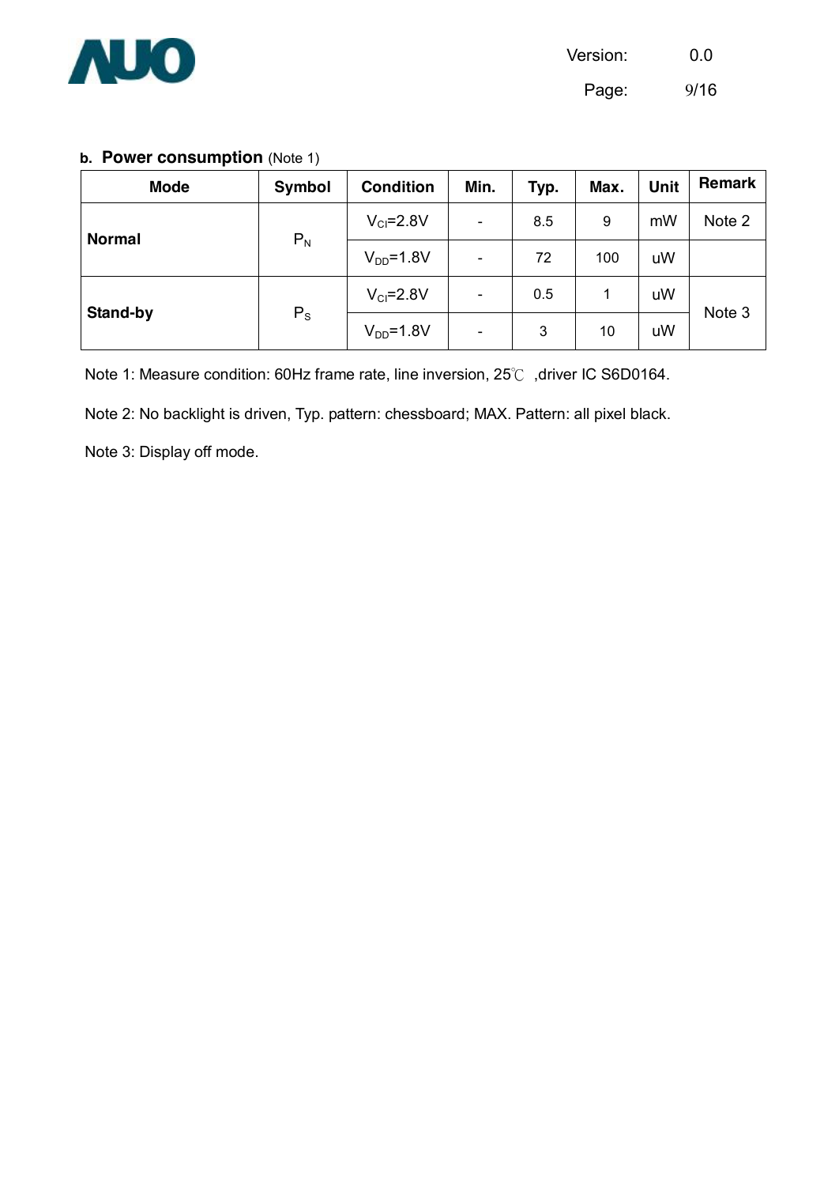**b. Power consumption** (Note 1)

| Mode | Symbol | Condition | Min. | Typ. | Max. | Unit | Remark |
|---|---|---|---|---|---|---|---|
| **Normal** | $P_N$ | $V_{CI}$=2.8V | - | 8.5 | 9 | mW | Note 2 |
| | | $V_{DD}$=1.8V | - | 72 | 100 | uW | |
| **Stand-by** | $P_S$ | $V_{CI}$=2.8V | - | 0.5 | 1 | uW | Note 3 |
| | | $V_{DD}$=1.8V | - | 3 | 10 | uW | |

Note 1: Measure condition: 60Hz frame rate, line inversion, 25℃ ,driver IC S6D0164.

Note 2: No backlight is driven, Typ. pattern: chessboard; MAX. Pattern: all pixel black.

Note 3: Display off mode.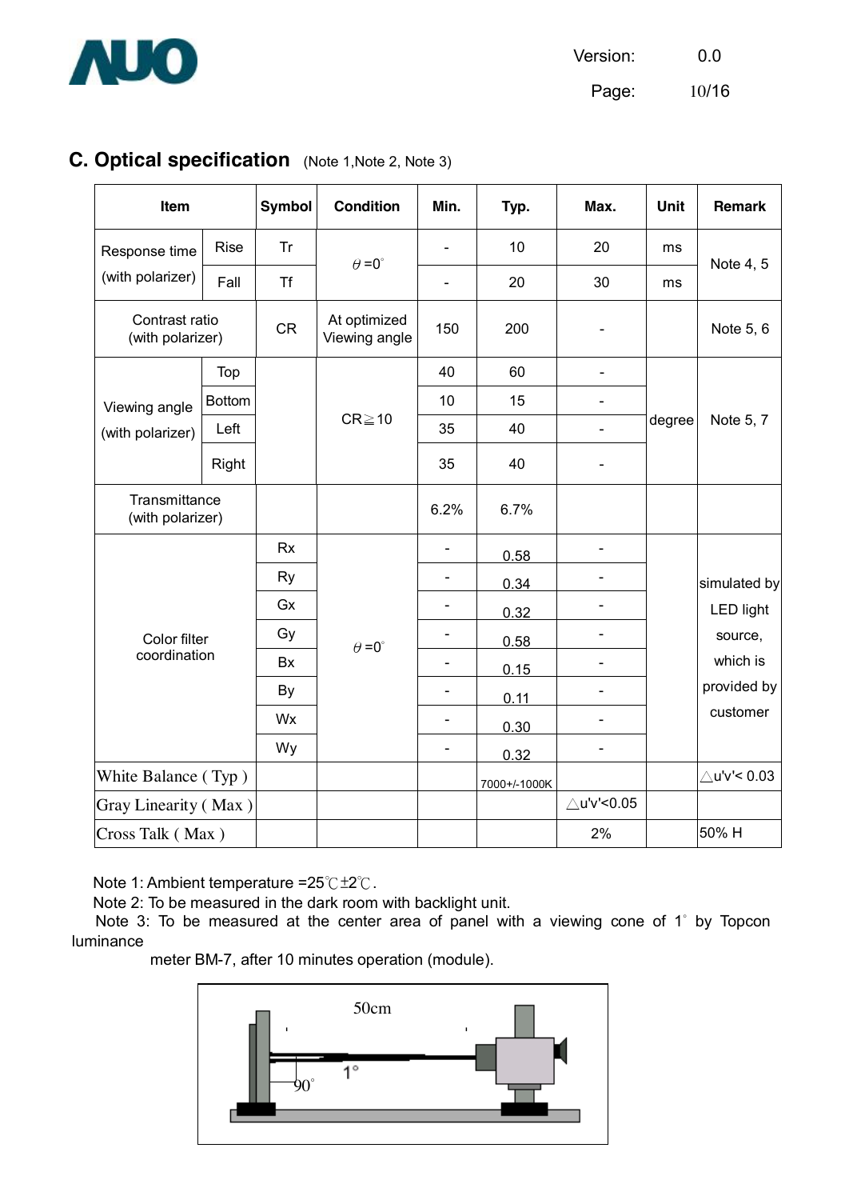## C. Optical specification (Note 1,Note 2, Note 3)

| Item | | Symbol | Condition | Min. | Typ. | Max. | Unit | Remark |
|---|---|---|---|---|---|---|---|---|
| Response time (with polarizer) | Rise | Tr | $\theta$ =0° | - | 10 | 20 | ms | Note 4, 5 |
| | Fall | Tf | | - | 20 | 30 | ms | |
| Contrast ratio (with polarizer) | | CR | At optimized Viewing angle | 150 | 200 | - | | Note 5, 6 |
| Viewing angle (with polarizer) | Top | | CR≧10 | 40 | 60 | - | degree | Note 5, 7 |
| | Bottom | | | 10 | 15 | - | | |
| | Left | | | 35 | 40 | - | | |
| | Right | | | 35 | 40 | - | | |
| Transmittance (with polarizer) | | | | 6.2% | 6.7% | | | |
| Color filter coordination | | Rx | $\theta$ =0° | - | 0.58 | - | | simulated by LED light source, which is provided by customer |
| | | Ry | | - | 0.34 | - | | |
| | | Gx | | - | 0.32 | - | | |
| | | Gy | | - | 0.58 | - | | |
| | | Bx | | - | 0.15 | - | | |
| | | By | | - | 0.11 | - | | |
| | | Wx | | - | 0.30 | - | | |
| | | Wy | | - | 0.32 | - | | |
| White Balance ( Typ ) | | | | | 7000+/-1000K | | | △u'v'< 0.03 |
| Gray Linearity ( Max ) | | | | | | △u'v'<0.05 | | |
| Cross Talk ( Max ) | | | | | | 2% | | 50% H |

Note 1: Ambient temperature =25℃±2℃.

Note 2: To be measured in the dark room with backlight unit.

Note 3: To be measured at the center area of panel with a viewing cone of 1° by Topcon luminance meter BM-7, after 10 minutes operation (module).

50cm

1°

90°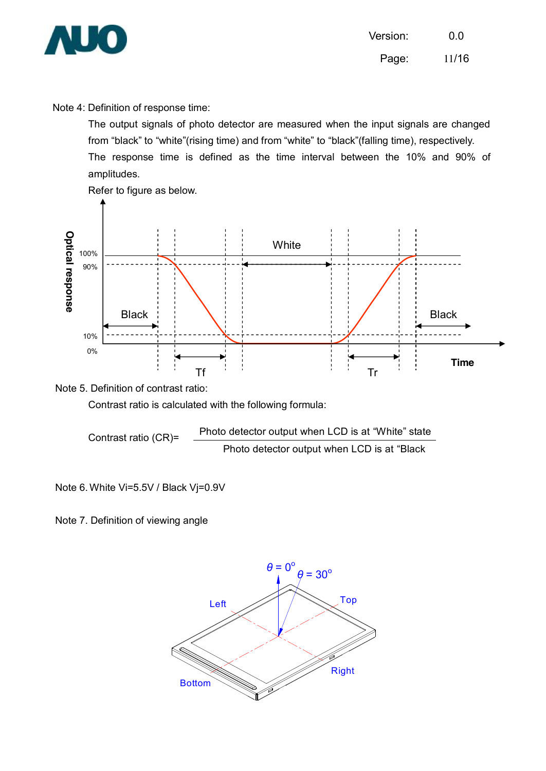Note 4: Definition of response time:

The output signals of photo detector are measured when the input signals are changed from “black” to “white”(rising time) and from “white” to “black”(falling time), respectively. The response time is defined as the time interval between the 10% and 90% of amplitudes.

Refer to figure as below.

Note 5. Definition of contrast ratio:

Contrast ratio is calculated with the following formula:

$$\text{Contrast ratio (CR)} = \frac{\text{Photo detector output when LCD is at “White” state}}{\text{Photo detector output when LCD is at “Black}}$$

Note 6. White Vi=5.5V / Black Vj=0.9V

Note 7. Definition of viewing angle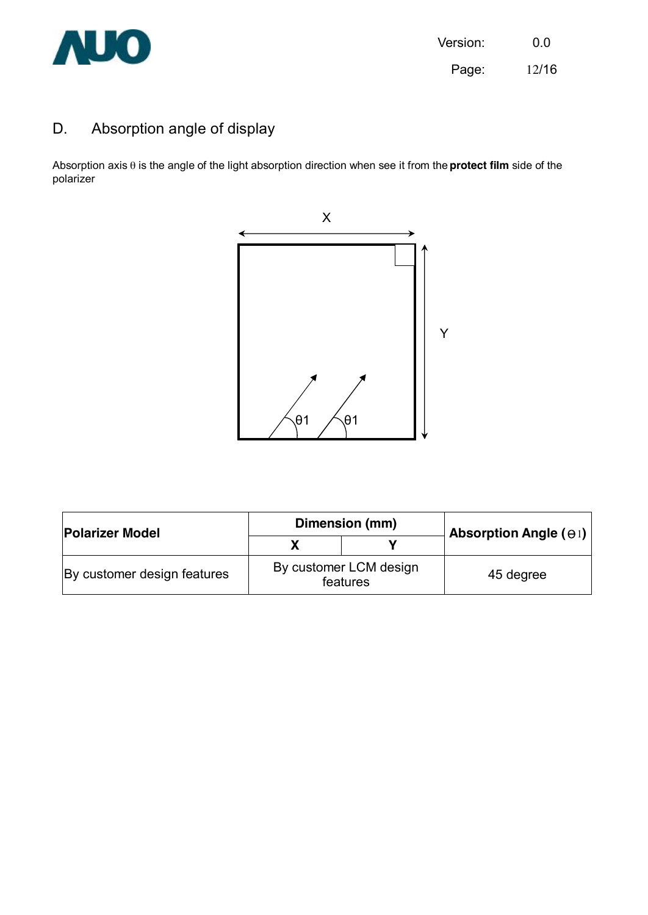## D. Absorption angle of display

Absorption axis θ is the angle of the light absorption direction when see it from the **protect film** side of the polarizer

| Polarizer Model | Dimension (mm) | | Absorption Angle (θ1) |
|---|---|---|---|
| | X | Y | |
| By customer design features | By customer LCM design features | | 45 degree |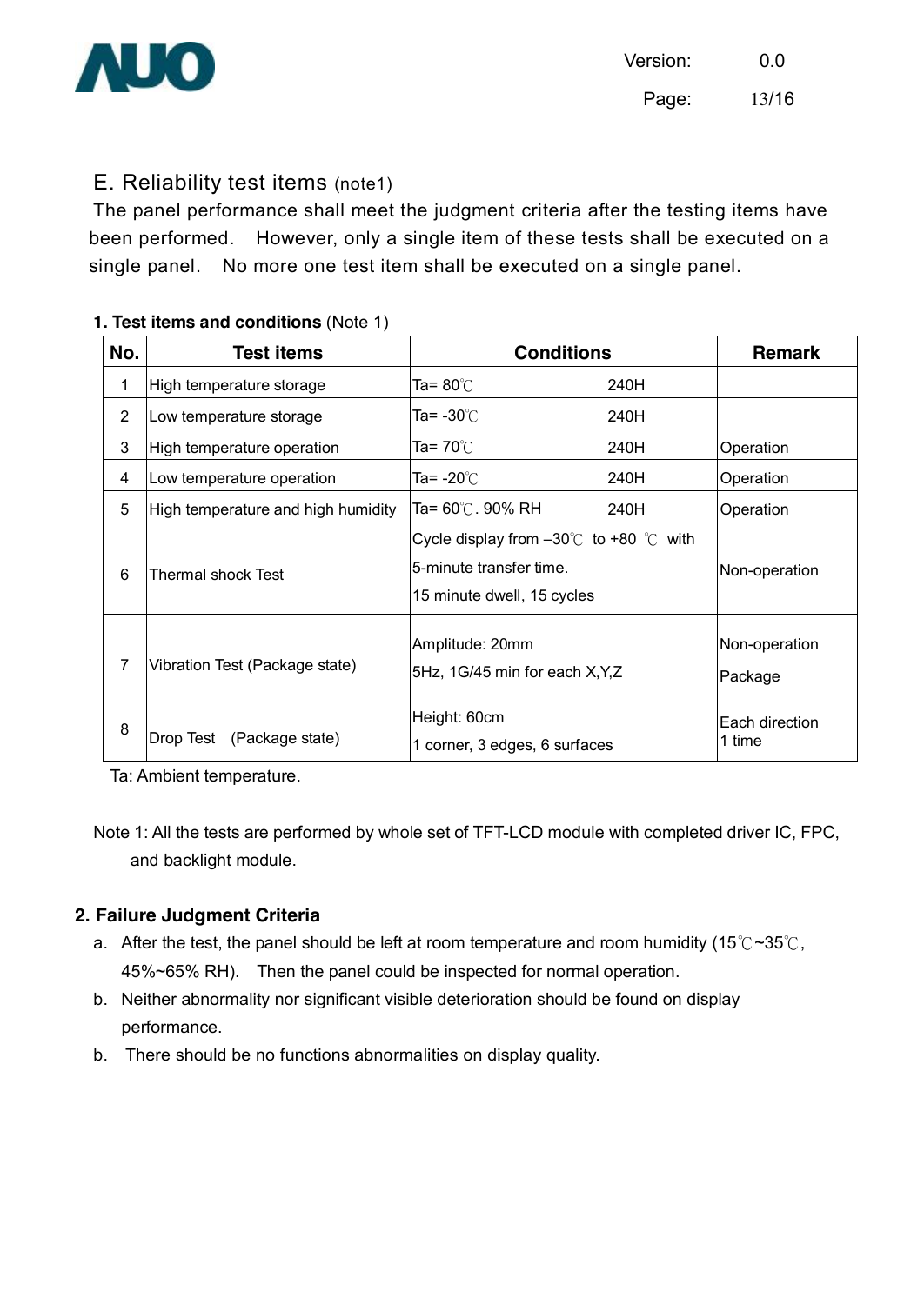## E. Reliability test items (note1)

The panel performance shall meet the judgment criteria after the testing items have been performed. However, only a single item of these tests shall be executed on a single panel. No more one test item shall be executed on a single panel.

**1. Test items and conditions** (Note 1)

| No. | Test items | Conditions | Remark |
|---|---|---|---|
| 1 | High temperature storage | Ta= 80℃ 240H | |
| 2 | Low temperature storage | Ta= -30℃ 240H | |
| 3 | High temperature operation | Ta= 70℃ 240H | Operation |
| 4 | Low temperature operation | Ta= -20℃ 240H | Operation |
| 5 | High temperature and high humidity | Ta= 60℃. 90% RH 240H | Operation |
| 6 | Thermal shock Test | Cycle display from –30℃ to +80 ℃ with 5-minute transfer time. 15 minute dwell, 15 cycles | Non-operation |
| 7 | Vibration Test (Package state) | Amplitude: 20mm 5Hz, 1G/45 min for each X,Y,Z | Non-operation Package |
| 8 | Drop Test (Package state) | Height: 60cm 1 corner, 3 edges, 6 surfaces | Each direction 1 time |

Ta: Ambient temperature.

Note 1: All the tests are performed by whole set of TFT-LCD module with completed driver IC, FPC, and backlight module.

**2. Failure Judgment Criteria**

a. After the test, the panel should be left at room temperature and room humidity (15℃~35℃, 45%~65% RH). Then the panel could be inspected for normal operation.

b. Neither abnormality nor significant visible deterioration should be found on display performance.

b. There should be no functions abnormalities on display quality.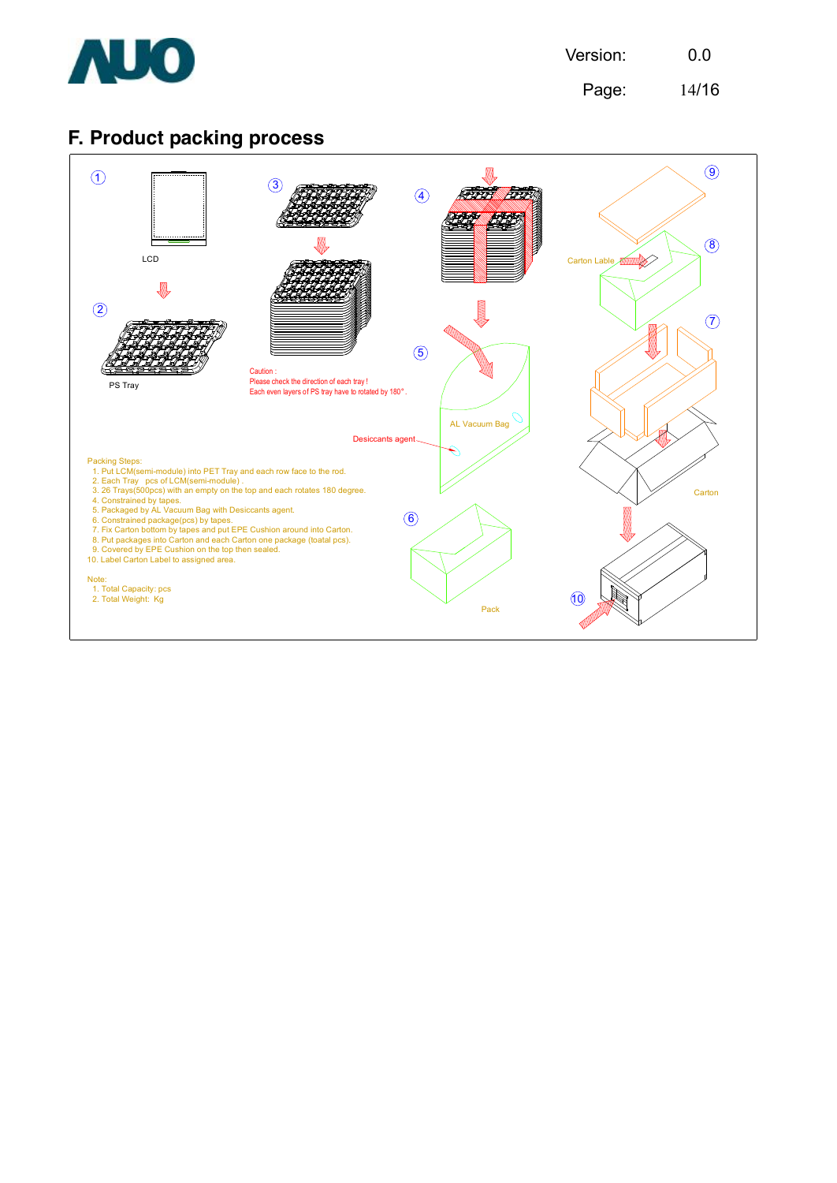## F. Product packing process

① LCD

② PS Tray

③

Caution :
Please check the direction of each tray !
Each even layers of PS tray have to rotated by 180°.

④

⑤ AL Vacuum Bag

Desiccants agent

⑥ Pack

⑦

⑧ Carton Lable

⑨

Carton

⑩

Packing Steps:
1. Put LCM(semi-module) into PET Tray and each row face to the rod.
2. Each Tray pcs of LCM(semi-module) .
3. 26 Trays(500pcs) with an empty on the top and each rotates 180 degree.
4. Constrained by tapes.
5. Packaged by AL Vacuum Bag with Desiccants agent.
6. Constrained package(pcs) by tapes.
7. Fix Carton bottom by tapes and put EPE Cushion around into Carton.
8. Put packages into Carton and each Carton one package (toatal pcs).
9. Covered by EPE Cushion on the top then sealed.
10. Label Carton Label to assigned area.

Note:
1. Total Capacity: pcs
2. Total Weight: Kg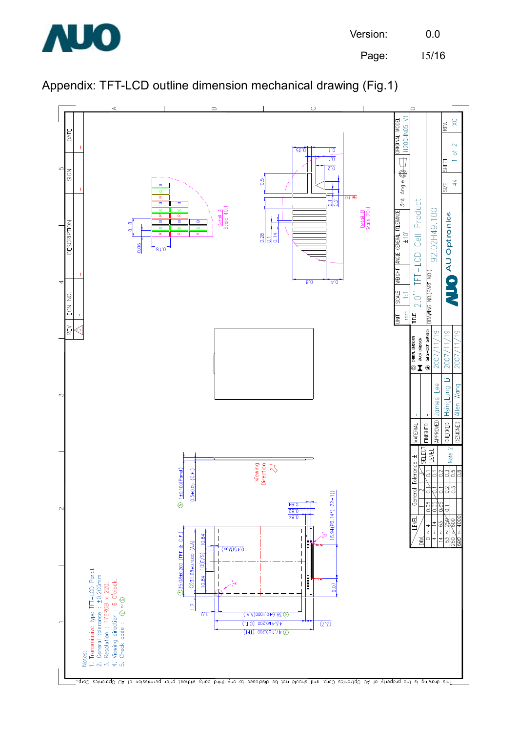# Appendix: TFT-LCD outline dimension mechanical drawing (Fig.1)

Notes:
1. Transmissive type TFT-LCD Panel.
2. General tolerance : ±0.200mm
3. Resolution : 176RGB x 220.
4. Viewing direction : 6 O'clock.
5. Check code : ① ~ ⑤

| REV | ECN NO. | DESCRIPTION | SIGN | DATE |
|---|---|---|---|---|
| △ | - | - | - | - |

| LEVEL | General Tolerance ± | | | | SELECT LEVEL |
|---|---|---|---|---|---|
| DIM. | 1 | 2 | 3 | 4 | |
| 0 ~ 4 | 0.05 | 0.1 | 0.1 | | |
| 4 ~ 14 | 0.05 | 0.1 | 0.1 | | |
| 14 ~ 63 | 0.05 | 0.1 | 0.2 | | |
| 63 ~ 250 | 0.1 | 0.2 | 0.3 | | Note 2 |
| 250 ~ 600 | | 0.3 | 0.5 | | |
| 600 ~ 4000 | | | 0.8 | | |

| | | |
|---|---|---|
| MATERIAL | - | ◎ CRITICAL DIMENSION; MAJOR DIMENSION; ⊕ CHECK-CODE DIMENSION |
| FINISHED | - | |
| APPROVED | James Lee | 2007/11/19 |
| CHECKED | HsingLung Li | 2007/11/19 |
| DESIGNED | Allen Wang | 2007/11/19 |

| UNIT | SCALE | WEIGHT | ANGLE | GENERAL TOLERANCE | 3rd Angle | ORIGINAL MODEL |
|---|---|---|---|---|---|---|
| mm | 1:1 | - | | ±10' | | H200HN05 V1 |

TITLE: 2.0" TFT-LCD Cell Product

DRAWING NO.(PART NO.): 92.02H49.100

AU Optronics

| SIZE | SHEET | REV. |
|---|---|---|
| A4 | 1 of 2 | X0 |

This drawing is the property of AU Optronics Corp. and should not be disclosed to any third party without prior permission of AU Optronics Corp.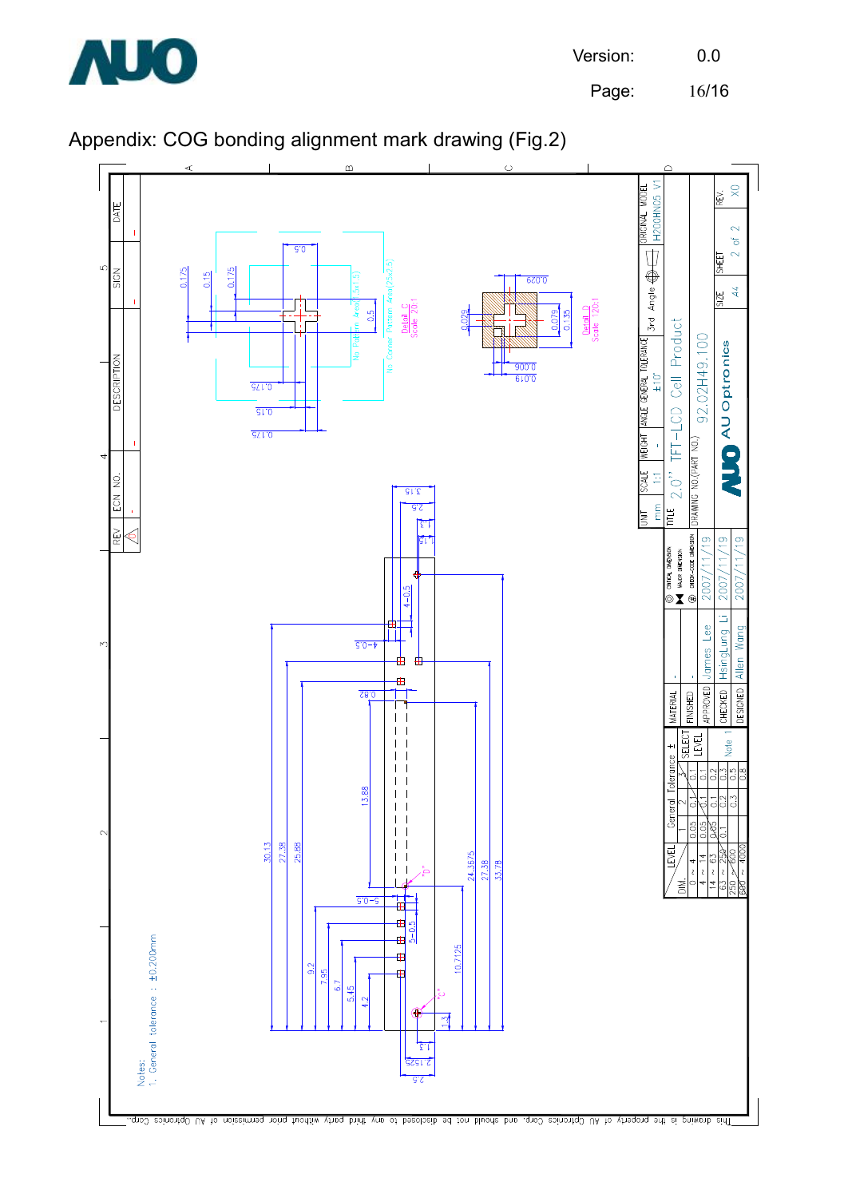# Appendix: COG bonding alignment mark drawing (Fig.2)

Notes:
1. General tolerance : ±0.200mm

| REV | ECN NO. | DESCRIPTION | SIGN | DATE |
|---|---|---|---|---|
| △ | - | - | - | - |

Detail C Scale 20:1

No Pattern Area(1.5x1.5)

No Corner Pattern Area(2.5x2.5)

0.5, 0.175, 0.15, 0.175, 0.5, 0.175, 0.15, 0.175

Detail D Scale 120:1

0.029, 0.029, 0.079, 0.135, 0.006, 0.019

3.15, 2.5, 1.3, 1.14, 4-0.5, 4-0.5, 0.82, 13.88, 30.13, 27.38, 25.88, "D", 24.3575, 27.38, 33.78, 5-0.5, 5-0.5, 9.2, 7.95, 6.7, 5.45, 4.2, 10.7125, "C", 1.3, 1.4, 2.1525, 2.5

| UNIT | SCALE | WEIGHT | ANGLE GENERAL TOLERANCE | 3rd Angle | ORIGINAL MODEL |
|---|---|---|---|---|---|
| mm | 1:1 | - | ±10' | | H200HN05 V1 |

TITLE: 2.0" TFT-LCD Cell Product

DRAWING NO.(PART NO.): 92.02H49.100

AU Optronics

| SIZE | SHEET | REV. |
|---|---|---|
| A4 | 2 of 2 | X0 |

| LEVEL / DIM. | 1 | 2 | 3 |
|---|---|---|---|
| 0 ~ 4 | 0.05 | 0.1 | 0.1 |
| 4 ~ 14 | 0.05 | 0.1 | 0.1 |
| 14 ~ 63 | 0.05 | 0.1 | 0.2 |
| 63 ~ 250 | 0.1 | 0.2 | 0.3 |
| 250 ~ 600 | | 0.3 | 0.5 |
| 600 ~ 4000 | | | 0.8 |

General Tolerance ±, SELECT LEVEL: Note 1

| | | |
|---|---|---|
| MATERIAL | - | |
| FINISHED | - | |
| APPROVED | James Lee | 2007/11/19 |
| CHECKED | HsingLung Li | 2007/11/19 |
| DESIGNED | Allen Wang | 2007/11/19 |

◎ CRITICAL DIMENSION; MAJOR DIMENSION; ⊕ CHECK-CODE DIMENSION

This drawing is the property of AU Optronics Corp. and should not be disclosed to any third party without prior permission of AU Optronics Corp..